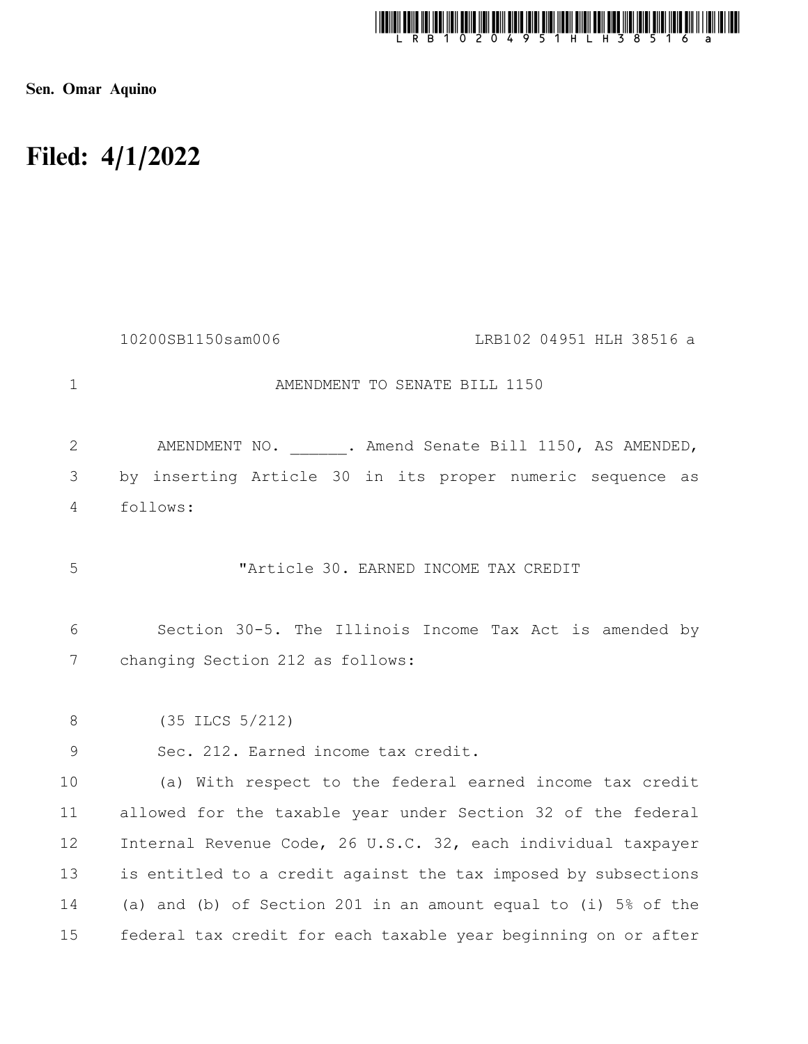Sen. Omar Aquino

# Filed: 4/1/2022

10200SB1150sam006 LRB102 04951 HLH 38516 a

AMENDMENT TO SENATE BILL 1150

AMENDMENT NO. ______. Amend Senate Bill 1150, AS AMENDED, by inserting Article 30 in its proper numeric sequence as follows:

"Article 30. EARNED INCOME TAX CREDIT

Section 30-5. The Illinois Income Tax Act is amended by changing Section 212 as follows:

(35 ILCS 5/212)

Sec. 212. Earned income tax credit.

(a) With respect to the federal earned income tax credit allowed for the taxable year under Section 32 of the federal Internal Revenue Code, 26 U.S.C. 32, each individual taxpayer is entitled to a credit against the tax imposed by subsections (a) and (b) of Section 201 in an amount equal to (i) 5% of the federal tax credit for each taxable year beginning on or after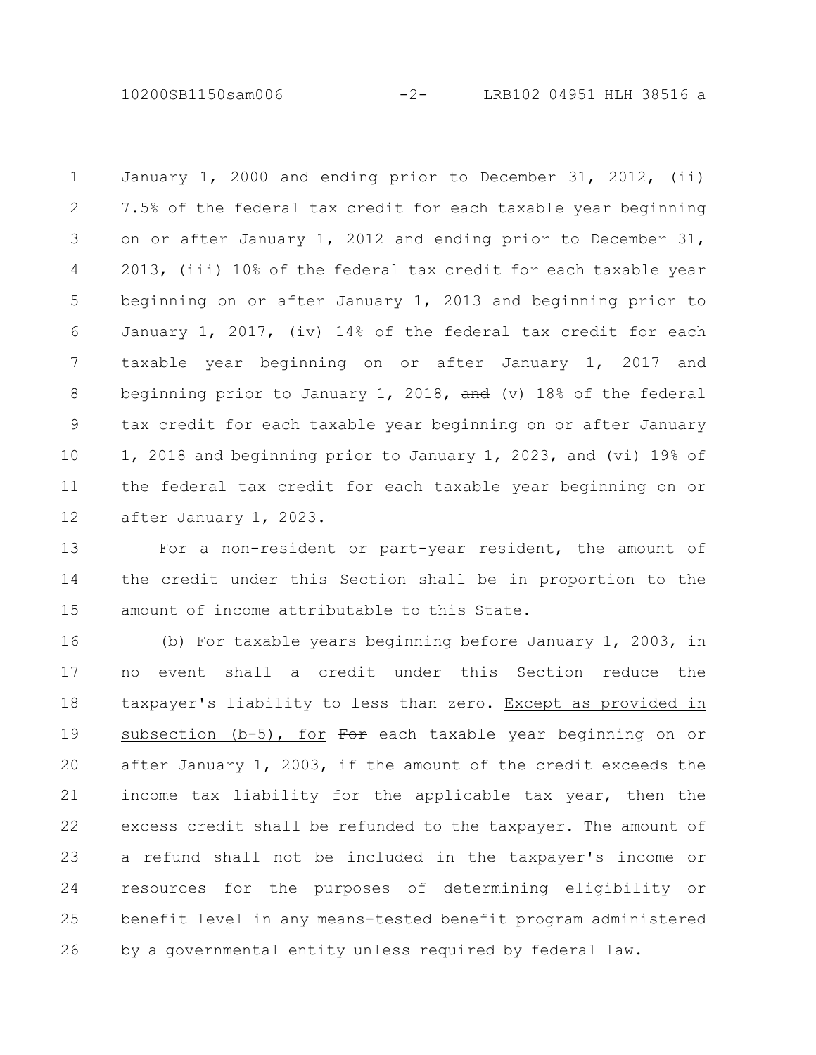January 1, 2000 and ending prior to December 31, 2012, (ii) 7.5% of the federal tax credit for each taxable year beginning on or after January 1, 2012 and ending prior to December 31, 2013, (iii) 10% of the federal tax credit for each taxable year beginning on or after January 1, 2013 and beginning prior to January 1, 2017, (iv) 14% of the federal tax credit for each taxable year beginning on or after January 1, 2017 and beginning prior to January 1, 2018, ~~and~~ (v) 18% of the federal tax credit for each taxable year beginning on or after January 1, 2018 <u>and beginning prior to January 1, 2023, and (vi) 19% of the federal tax credit for each taxable year beginning on or after January 1, 2023</u>.

For a non-resident or part-year resident, the amount of the credit under this Section shall be in proportion to the amount of income attributable to this State.

(b) For taxable years beginning before January 1, 2003, in no event shall a credit under this Section reduce the taxpayer's liability to less than zero. <u>Except as provided in subsection (b-5), for</u> ~~For~~ each taxable year beginning on or after January 1, 2003, if the amount of the credit exceeds the income tax liability for the applicable tax year, then the excess credit shall be refunded to the taxpayer. The amount of a refund shall not be included in the taxpayer's income or resources for the purposes of determining eligibility or benefit level in any means-tested benefit program administered by a governmental entity unless required by federal law.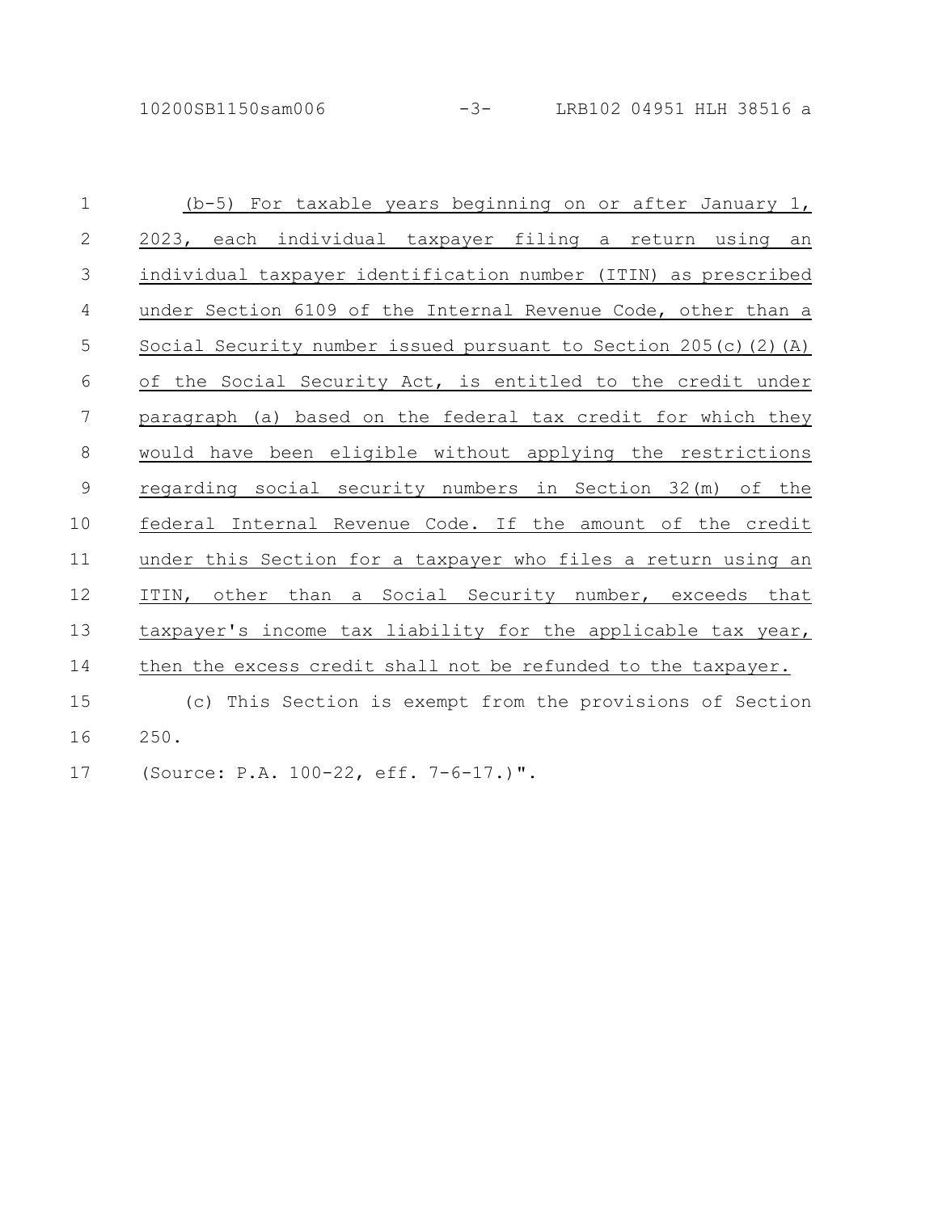(b-5) For taxable years beginning on or after January 1, 2023, each individual taxpayer filing a return using an individual taxpayer identification number (ITIN) as prescribed under Section 6109 of the Internal Revenue Code, other than a Social Security number issued pursuant to Section 205(c)(2)(A) of the Social Security Act, is entitled to the credit under paragraph (a) based on the federal tax credit for which they would have been eligible without applying the restrictions regarding social security numbers in Section 32(m) of the federal Internal Revenue Code. If the amount of the credit under this Section for a taxpayer who files a return using an ITIN, other than a Social Security number, exceeds that taxpayer's income tax liability for the applicable tax year, then the excess credit shall not be refunded to the taxpayer.

(c) This Section is exempt from the provisions of Section 250.

(Source: P.A. 100-22, eff. 7-6-17.)".